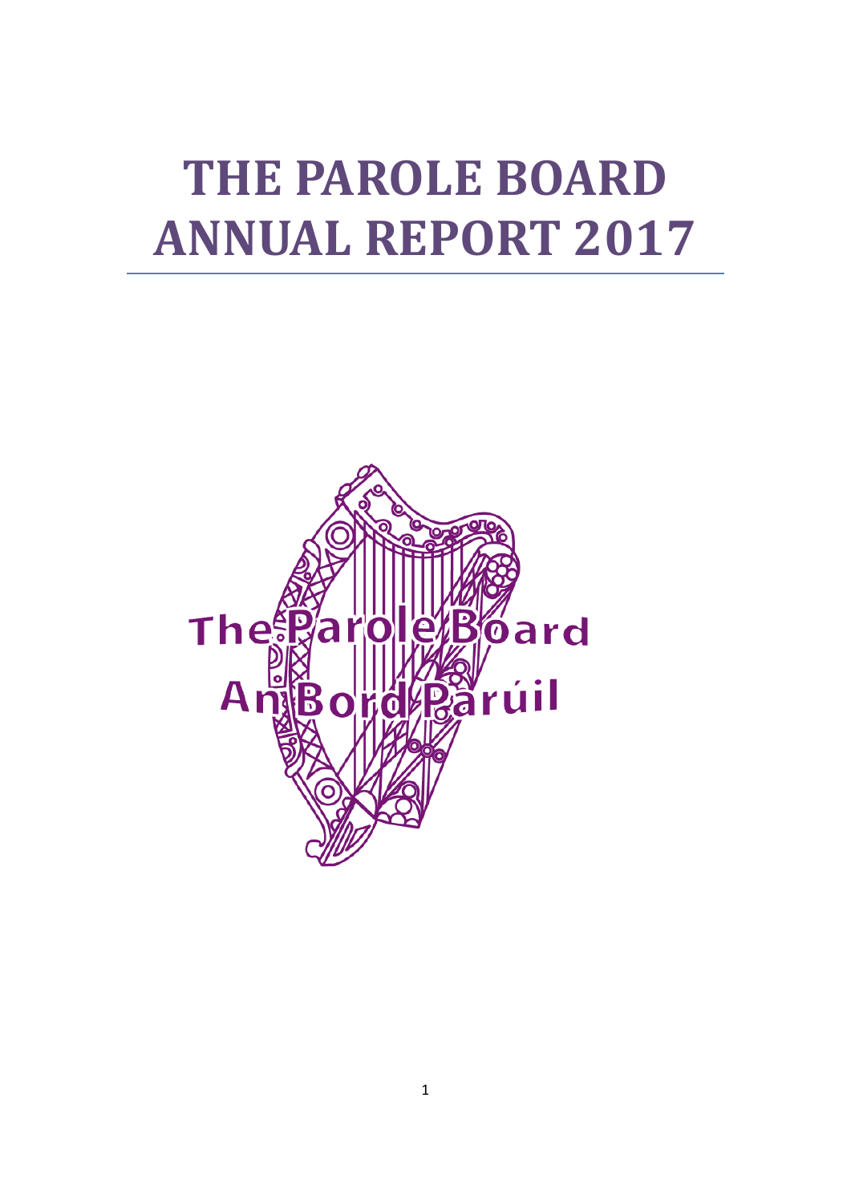# THE PAROLE BOARD ANNUAL REPORT 2017

The Parole Board

An Bord Parúil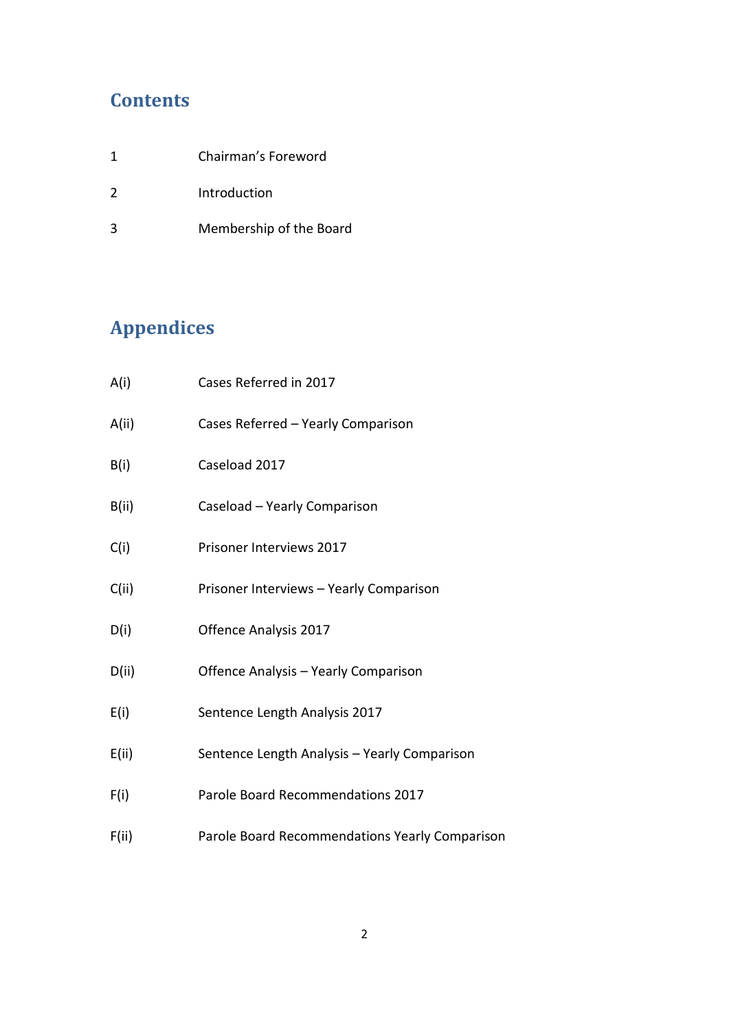## Contents

| | |
|---|---|
| 1 | Chairman's Foreword |
| 2 | Introduction |
| 3 | Membership of the Board |

## Appendices

| | |
|---|---|
| A(i) | Cases Referred in 2017 |
| A(ii) | Cases Referred – Yearly Comparison |
| B(i) | Caseload 2017 |
| B(ii) | Caseload – Yearly Comparison |
| C(i) | Prisoner Interviews 2017 |
| C(ii) | Prisoner Interviews – Yearly Comparison |
| D(i) | Offence Analysis 2017 |
| D(ii) | Offence Analysis – Yearly Comparison |
| E(i) | Sentence Length Analysis 2017 |
| E(ii) | Sentence Length Analysis – Yearly Comparison |
| F(i) | Parole Board Recommendations 2017 |
| F(ii) | Parole Board Recommendations Yearly Comparison |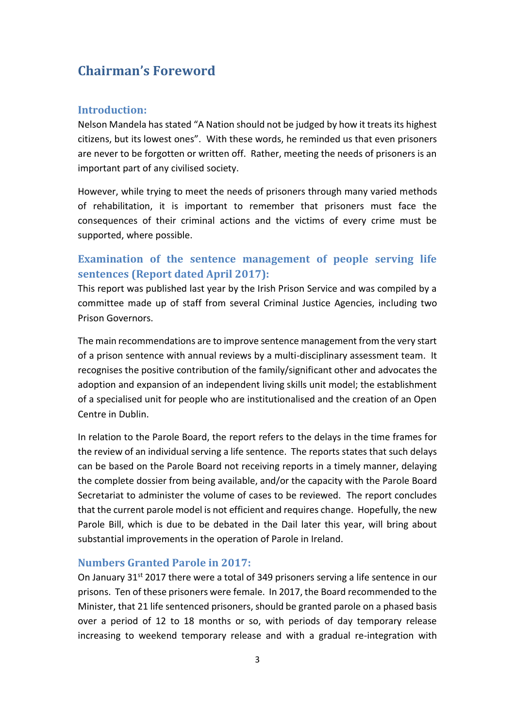## Chairman's Foreword

### Introduction:

Nelson Mandela has stated "A Nation should not be judged by how it treats its highest citizens, but its lowest ones". With these words, he reminded us that even prisoners are never to be forgotten or written off. Rather, meeting the needs of prisoners is an important part of any civilised society.

However, while trying to meet the needs of prisoners through many varied methods of rehabilitation, it is important to remember that prisoners must face the consequences of their criminal actions and the victims of every crime must be supported, where possible.

### Examination of the sentence management of people serving life sentences (Report dated April 2017):

This report was published last year by the Irish Prison Service and was compiled by a committee made up of staff from several Criminal Justice Agencies, including two Prison Governors.

The main recommendations are to improve sentence management from the very start of a prison sentence with annual reviews by a multi-disciplinary assessment team. It recognises the positive contribution of the family/significant other and advocates the adoption and expansion of an independent living skills unit model; the establishment of a specialised unit for people who are institutionalised and the creation of an Open Centre in Dublin.

In relation to the Parole Board, the report refers to the delays in the time frames for the review of an individual serving a life sentence. The reports states that such delays can be based on the Parole Board not receiving reports in a timely manner, delaying the complete dossier from being available, and/or the capacity with the Parole Board Secretariat to administer the volume of cases to be reviewed. The report concludes that the current parole model is not efficient and requires change. Hopefully, the new Parole Bill, which is due to be debated in the Dail later this year, will bring about substantial improvements in the operation of Parole in Ireland.

### Numbers Granted Parole in 2017:

On January 31st 2017 there were a total of 349 prisoners serving a life sentence in our prisons. Ten of these prisoners were female. In 2017, the Board recommended to the Minister, that 21 life sentenced prisoners, should be granted parole on a phased basis over a period of 12 to 18 months or so, with periods of day temporary release increasing to weekend temporary release and with a gradual re-integration with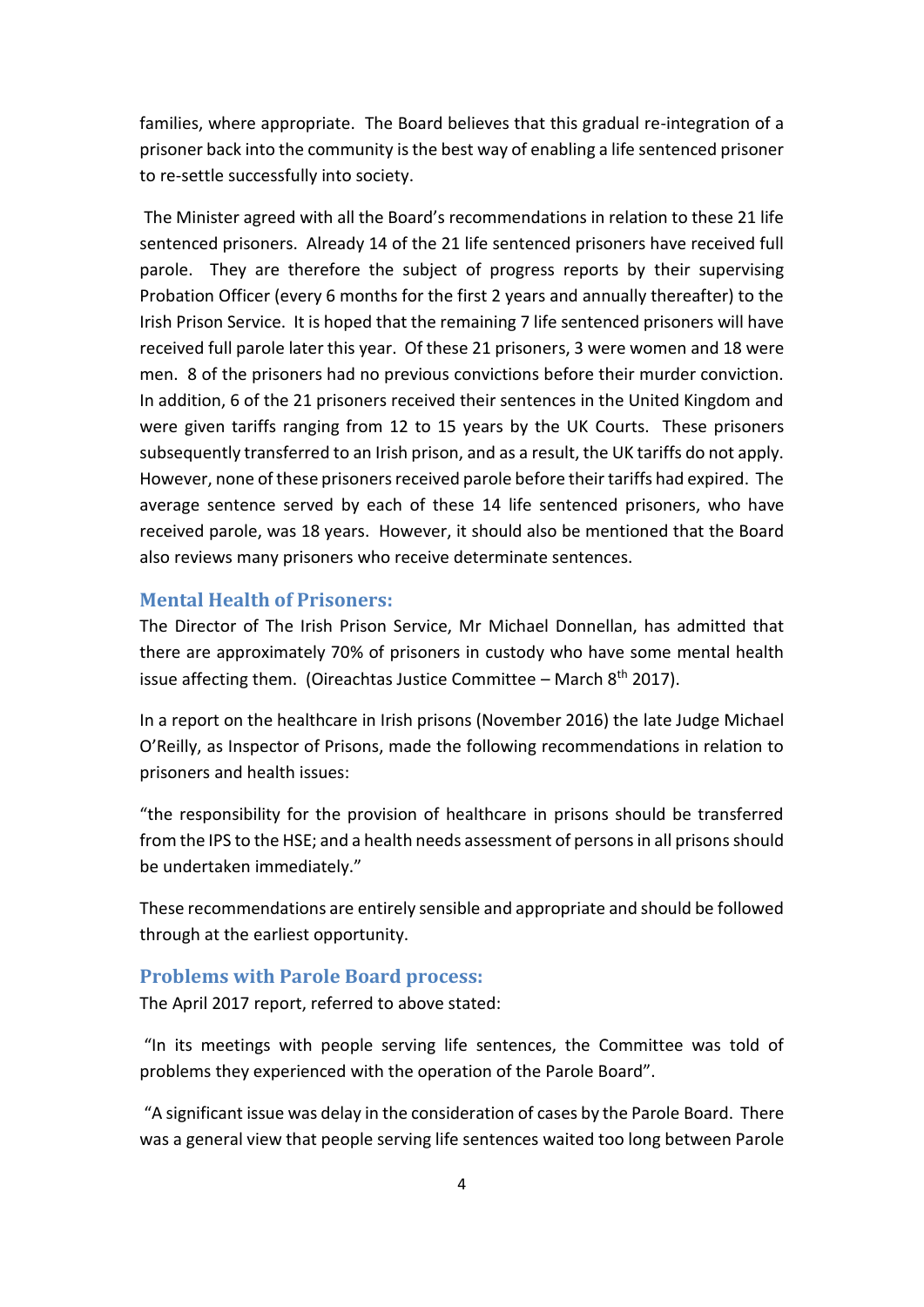families, where appropriate. The Board believes that this gradual re-integration of a prisoner back into the community is the best way of enabling a life sentenced prisoner to re-settle successfully into society.

The Minister agreed with all the Board's recommendations in relation to these 21 life sentenced prisoners. Already 14 of the 21 life sentenced prisoners have received full parole. They are therefore the subject of progress reports by their supervising Probation Officer (every 6 months for the first 2 years and annually thereafter) to the Irish Prison Service. It is hoped that the remaining 7 life sentenced prisoners will have received full parole later this year. Of these 21 prisoners, 3 were women and 18 were men. 8 of the prisoners had no previous convictions before their murder conviction. In addition, 6 of the 21 prisoners received their sentences in the United Kingdom and were given tariffs ranging from 12 to 15 years by the UK Courts. These prisoners subsequently transferred to an Irish prison, and as a result, the UK tariffs do not apply. However, none of these prisoners received parole before their tariffs had expired. The average sentence served by each of these 14 life sentenced prisoners, who have received parole, was 18 years. However, it should also be mentioned that the Board also reviews many prisoners who receive determinate sentences.

### Mental Health of Prisoners:

The Director of The Irish Prison Service, Mr Michael Donnellan, has admitted that there are approximately 70% of prisoners in custody who have some mental health issue affecting them. (Oireachtas Justice Committee – March 8th 2017).

In a report on the healthcare in Irish prisons (November 2016) the late Judge Michael O'Reilly, as Inspector of Prisons, made the following recommendations in relation to prisoners and health issues:

"the responsibility for the provision of healthcare in prisons should be transferred from the IPS to the HSE; and a health needs assessment of persons in all prisons should be undertaken immediately."

These recommendations are entirely sensible and appropriate and should be followed through at the earliest opportunity.

### Problems with Parole Board process:

The April 2017 report, referred to above stated:

"In its meetings with people serving life sentences, the Committee was told of problems they experienced with the operation of the Parole Board".

"A significant issue was delay in the consideration of cases by the Parole Board. There was a general view that people serving life sentences waited too long between Parole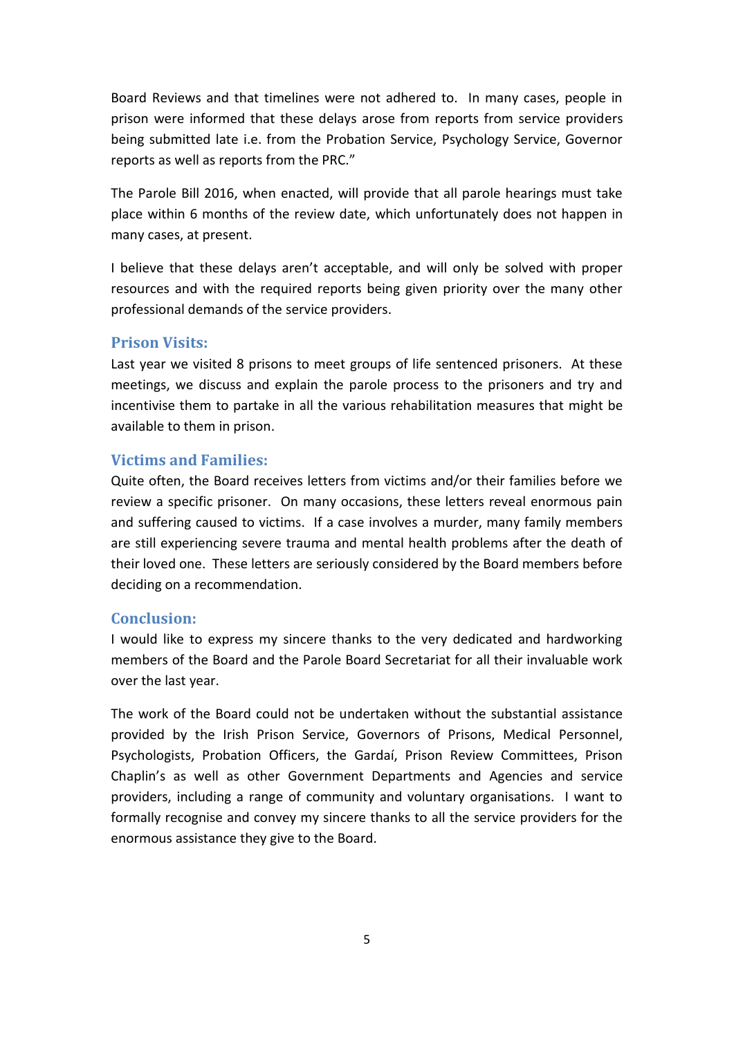Board Reviews and that timelines were not adhered to. In many cases, people in prison were informed that these delays arose from reports from service providers being submitted late i.e. from the Probation Service, Psychology Service, Governor reports as well as reports from the PRC."

The Parole Bill 2016, when enacted, will provide that all parole hearings must take place within 6 months of the review date, which unfortunately does not happen in many cases, at present.

I believe that these delays aren't acceptable, and will only be solved with proper resources and with the required reports being given priority over the many other professional demands of the service providers.

## Prison Visits:

Last year we visited 8 prisons to meet groups of life sentenced prisoners. At these meetings, we discuss and explain the parole process to the prisoners and try and incentivise them to partake in all the various rehabilitation measures that might be available to them in prison.

## Victims and Families:

Quite often, the Board receives letters from victims and/or their families before we review a specific prisoner. On many occasions, these letters reveal enormous pain and suffering caused to victims. If a case involves a murder, many family members are still experiencing severe trauma and mental health problems after the death of their loved one. These letters are seriously considered by the Board members before deciding on a recommendation.

## Conclusion:

I would like to express my sincere thanks to the very dedicated and hardworking members of the Board and the Parole Board Secretariat for all their invaluable work over the last year.

The work of the Board could not be undertaken without the substantial assistance provided by the Irish Prison Service, Governors of Prisons, Medical Personnel, Psychologists, Probation Officers, the Gardaí, Prison Review Committees, Prison Chaplin's as well as other Government Departments and Agencies and service providers, including a range of community and voluntary organisations. I want to formally recognise and convey my sincere thanks to all the service providers for the enormous assistance they give to the Board.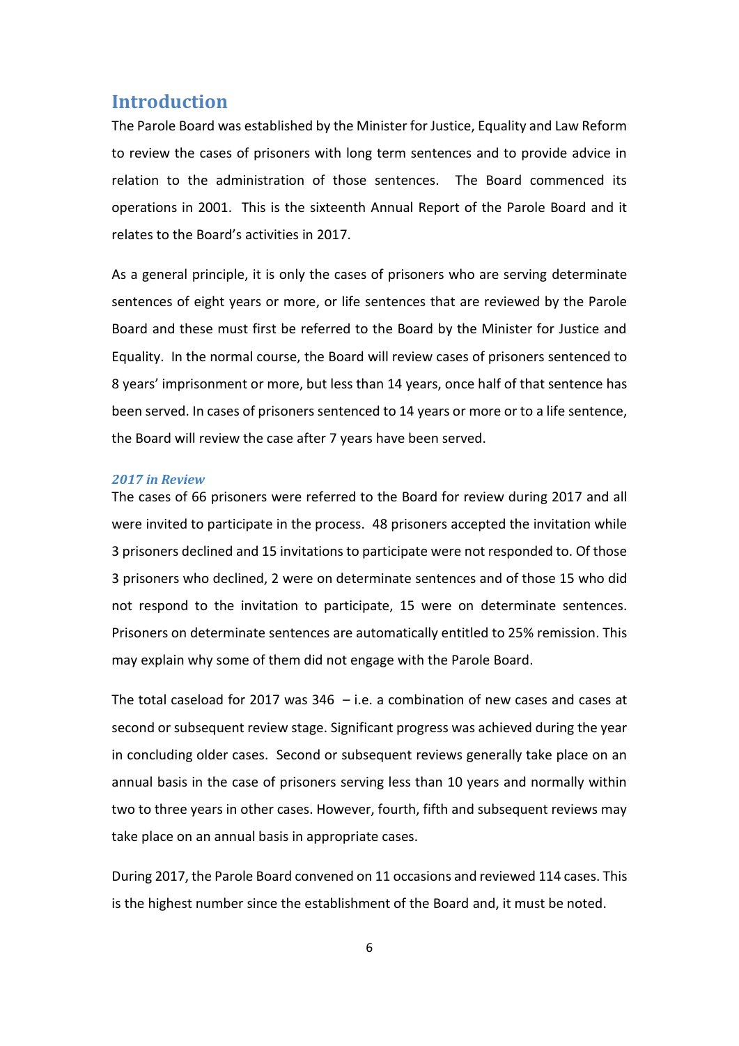## Introduction

The Parole Board was established by the Minister for Justice, Equality and Law Reform to review the cases of prisoners with long term sentences and to provide advice in relation to the administration of those sentences. The Board commenced its operations in 2001. This is the sixteenth Annual Report of the Parole Board and it relates to the Board's activities in 2017.

As a general principle, it is only the cases of prisoners who are serving determinate sentences of eight years or more, or life sentences that are reviewed by the Parole Board and these must first be referred to the Board by the Minister for Justice and Equality. In the normal course, the Board will review cases of prisoners sentenced to 8 years' imprisonment or more, but less than 14 years, once half of that sentence has been served. In cases of prisoners sentenced to 14 years or more or to a life sentence, the Board will review the case after 7 years have been served.

### *2017 in Review*

The cases of 66 prisoners were referred to the Board for review during 2017 and all were invited to participate in the process. 48 prisoners accepted the invitation while 3 prisoners declined and 15 invitations to participate were not responded to. Of those 3 prisoners who declined, 2 were on determinate sentences and of those 15 who did not respond to the invitation to participate, 15 were on determinate sentences. Prisoners on determinate sentences are automatically entitled to 25% remission. This may explain why some of them did not engage with the Parole Board.

The total caseload for 2017 was 346 – i.e. a combination of new cases and cases at second or subsequent review stage. Significant progress was achieved during the year in concluding older cases. Second or subsequent reviews generally take place on an annual basis in the case of prisoners serving less than 10 years and normally within two to three years in other cases. However, fourth, fifth and subsequent reviews may take place on an annual basis in appropriate cases.

During 2017, the Parole Board convened on 11 occasions and reviewed 114 cases. This is the highest number since the establishment of the Board and, it must be noted.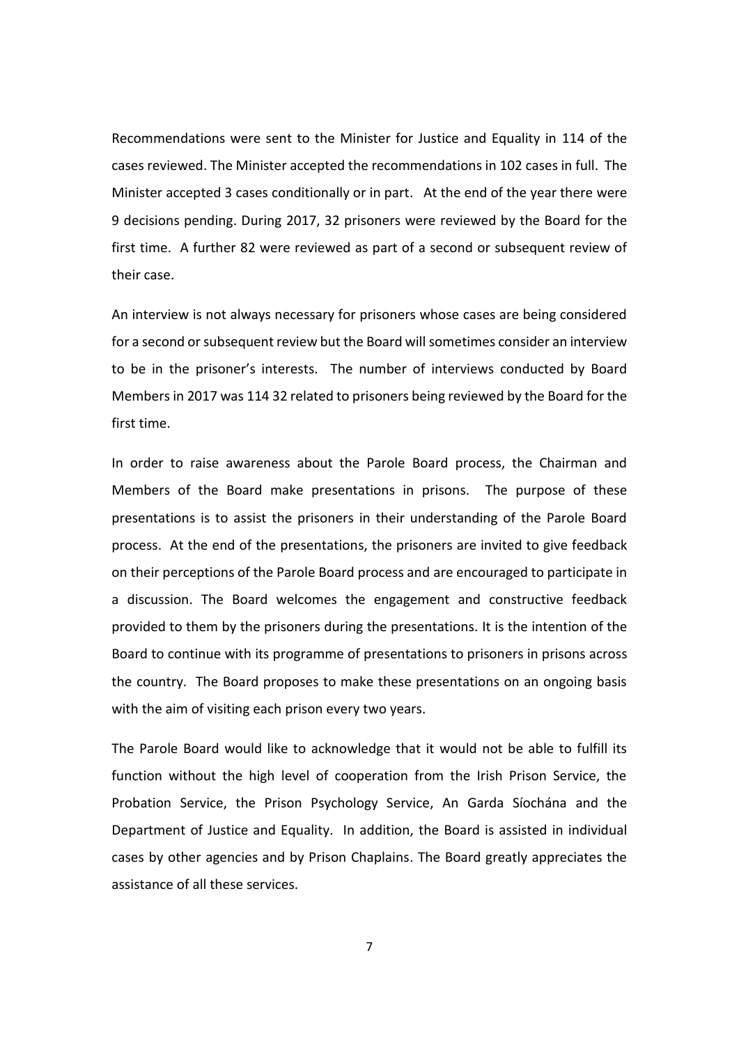Recommendations were sent to the Minister for Justice and Equality in 114 of the cases reviewed. The Minister accepted the recommendations in 102 cases in full. The Minister accepted 3 cases conditionally or in part. At the end of the year there were 9 decisions pending. During 2017, 32 prisoners were reviewed by the Board for the first time. A further 82 were reviewed as part of a second or subsequent review of their case.

An interview is not always necessary for prisoners whose cases are being considered for a second or subsequent review but the Board will sometimes consider an interview to be in the prisoner's interests. The number of interviews conducted by Board Members in 2017 was 114 32 related to prisoners being reviewed by the Board for the first time.

In order to raise awareness about the Parole Board process, the Chairman and Members of the Board make presentations in prisons. The purpose of these presentations is to assist the prisoners in their understanding of the Parole Board process. At the end of the presentations, the prisoners are invited to give feedback on their perceptions of the Parole Board process and are encouraged to participate in a discussion. The Board welcomes the engagement and constructive feedback provided to them by the prisoners during the presentations. It is the intention of the Board to continue with its programme of presentations to prisoners in prisons across the country. The Board proposes to make these presentations on an ongoing basis with the aim of visiting each prison every two years.

The Parole Board would like to acknowledge that it would not be able to fulfill its function without the high level of cooperation from the Irish Prison Service, the Probation Service, the Prison Psychology Service, An Garda Síochána and the Department of Justice and Equality. In addition, the Board is assisted in individual cases by other agencies and by Prison Chaplains. The Board greatly appreciates the assistance of all these services.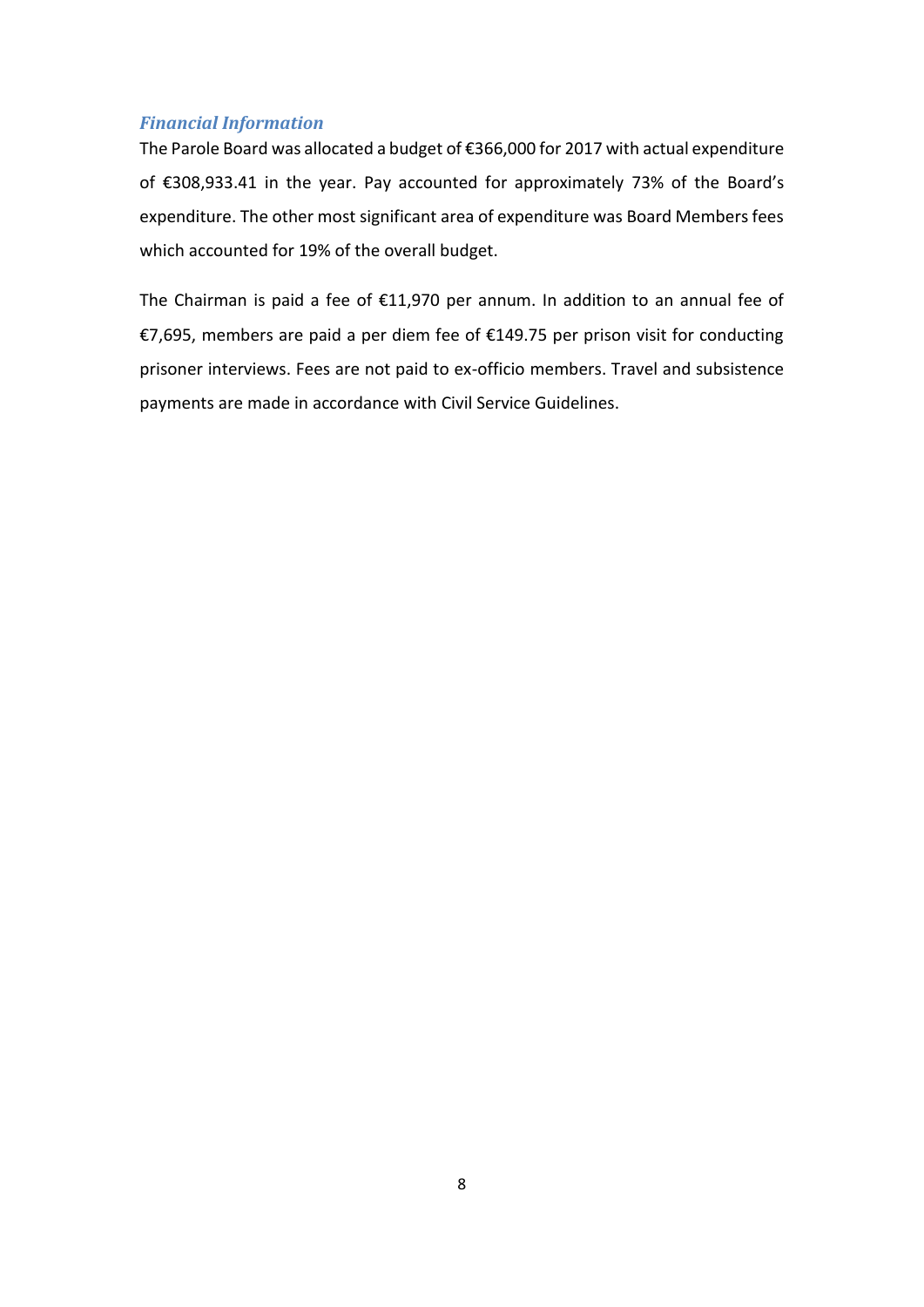### *Financial Information*

The Parole Board was allocated a budget of €366,000 for 2017 with actual expenditure of €308,933.41 in the year. Pay accounted for approximately 73% of the Board's expenditure. The other most significant area of expenditure was Board Members fees which accounted for 19% of the overall budget.

The Chairman is paid a fee of €11,970 per annum. In addition to an annual fee of €7,695, members are paid a per diem fee of €149.75 per prison visit for conducting prisoner interviews. Fees are not paid to ex-officio members. Travel and subsistence payments are made in accordance with Civil Service Guidelines.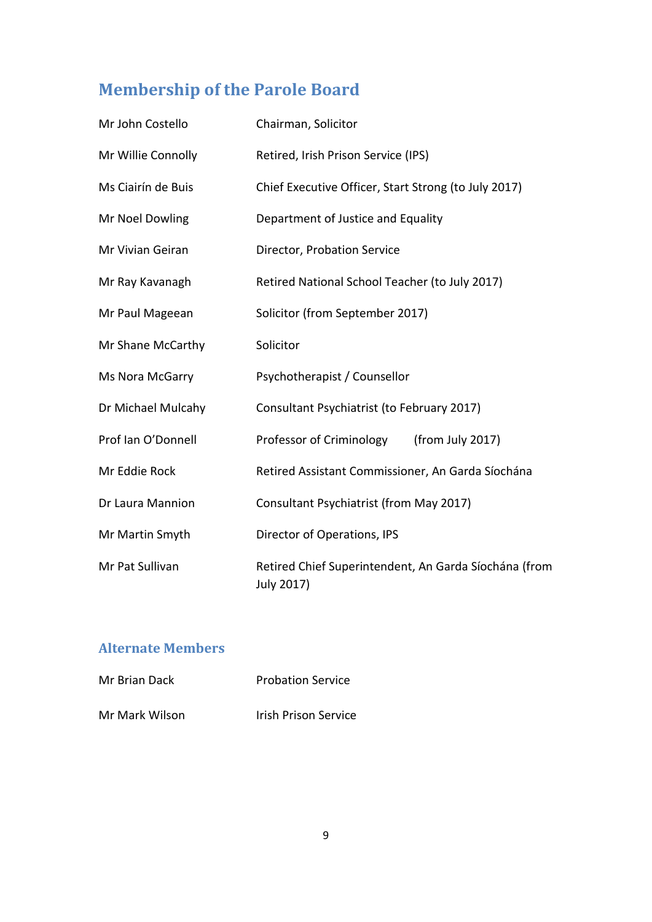## Membership of the Parole Board

| | |
|---|---|
| Mr John Costello | Chairman, Solicitor |
| Mr Willie Connolly | Retired, Irish Prison Service (IPS) |
| Ms Ciairín de Buis | Chief Executive Officer, Start Strong (to July 2017) |
| Mr Noel Dowling | Department of Justice and Equality |
| Mr Vivian Geiran | Director, Probation Service |
| Mr Ray Kavanagh | Retired National School Teacher (to July 2017) |
| Mr Paul Mageean | Solicitor (from September 2017) |
| Mr Shane McCarthy | Solicitor |
| Ms Nora McGarry | Psychotherapist / Counsellor |
| Dr Michael Mulcahy | Consultant Psychiatrist (to February 2017) |
| Prof Ian O'Donnell | Professor of Criminology (from July 2017) |
| Mr Eddie Rock | Retired Assistant Commissioner, An Garda Síochána |
| Dr Laura Mannion | Consultant Psychiatrist (from May 2017) |
| Mr Martin Smyth | Director of Operations, IPS |
| Mr Pat Sullivan | Retired Chief Superintendent, An Garda Síochána (from July 2017) |

### Alternate Members

| | |
|---|---|
| Mr Brian Dack | Probation Service |
| Mr Mark Wilson | Irish Prison Service |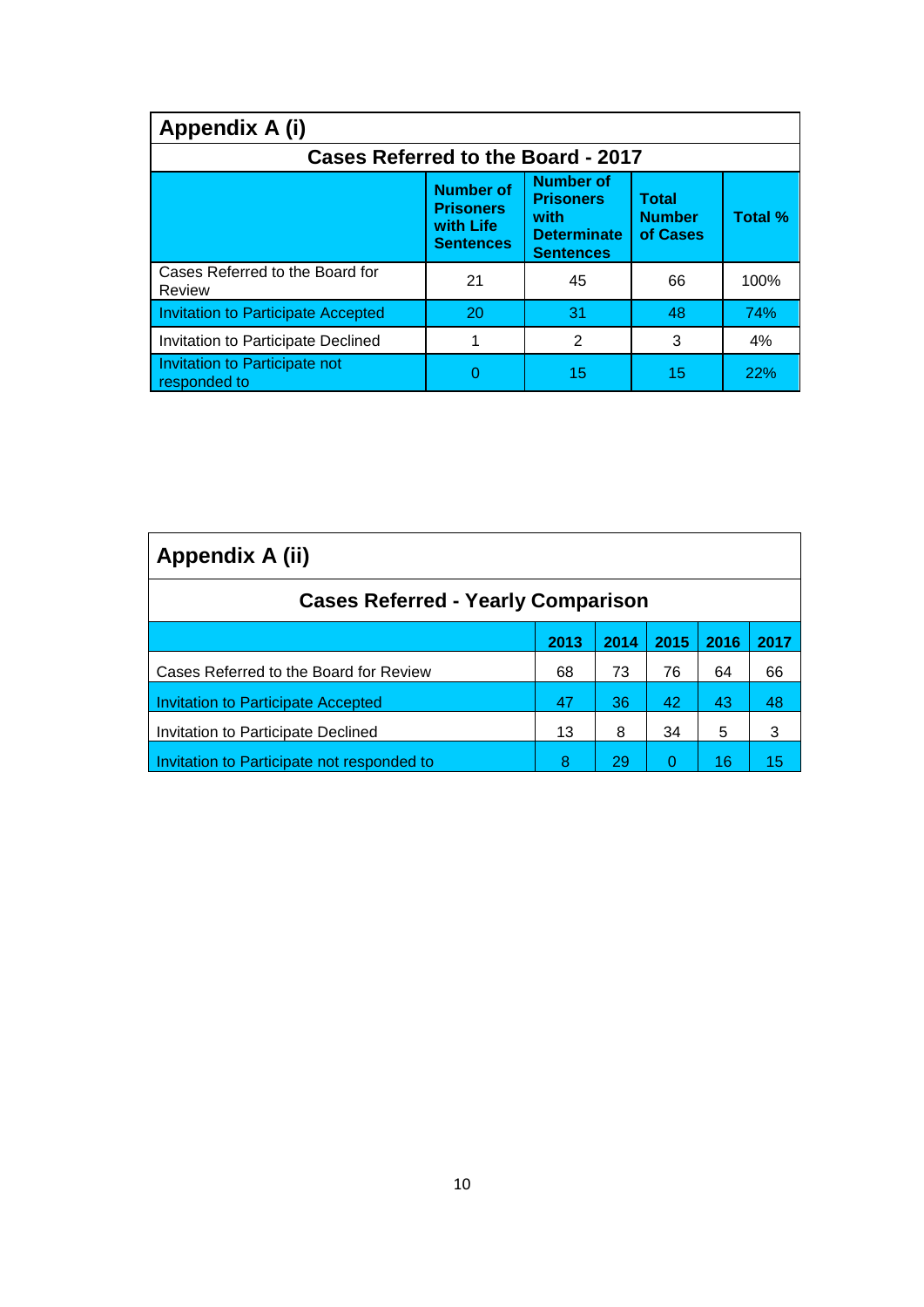## Appendix A (i)

### Cases Referred to the Board - 2017

| | Number of Prisoners with Life Sentences | Number of Prisoners with Determinate Sentences | Total Number of Cases | Total % |
|---|---|---|---|---|
| Cases Referred to the Board for Review | 21 | 45 | 66 | 100% |
| Invitation to Participate Accepted | 20 | 31 | 48 | 74% |
| Invitation to Participate Declined | 1 | 2 | 3 | 4% |
| Invitation to Participate not responded to | 0 | 15 | 15 | 22% |

## Appendix A (ii)

### Cases Referred - Yearly Comparison

| | 2013 | 2014 | 2015 | 2016 | 2017 |
|---|---|---|---|---|---|
| Cases Referred to the Board for Review | 68 | 73 | 76 | 64 | 66 |
| Invitation to Participate Accepted | 47 | 36 | 42 | 43 | 48 |
| Invitation to Participate Declined | 13 | 8 | 34 | 5 | 3 |
| Invitation to Participate not responded to | 8 | 29 | 0 | 16 | 15 |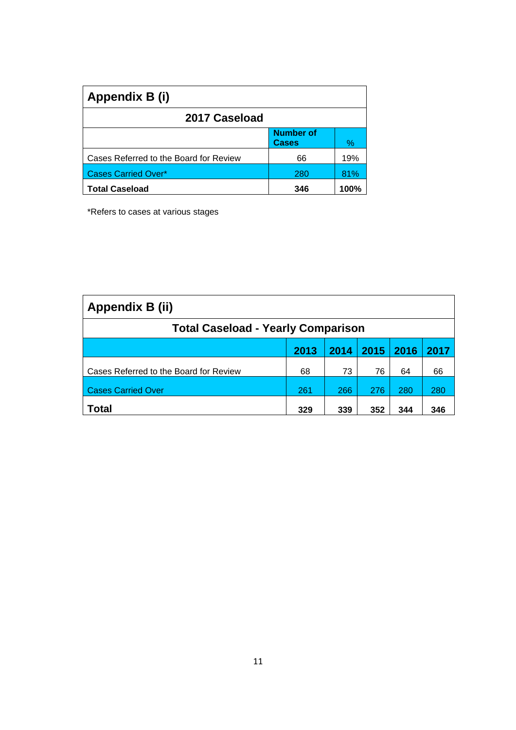## Appendix B (i)

### 2017 Caseload

| | Number of Cases | % |
|---|---|---|
| Cases Referred to the Board for Review | 66 | 19% |
| Cases Carried Over* | 280 | 81% |
| **Total Caseload** | **346** | **100%** |

*Refers to cases at various stages

## Appendix B (ii)

### Total Caseload - Yearly Comparison

| | 2013 | 2014 | 2015 | 2016 | 2017 |
|---|---|---|---|---|---|
| Cases Referred to the Board for Review | 68 | 73 | 76 | 64 | 66 |
| Cases Carried Over | 261 | 266 | 276 | 280 | 280 |
| **Total** | **329** | **339** | **352** | **344** | **346** |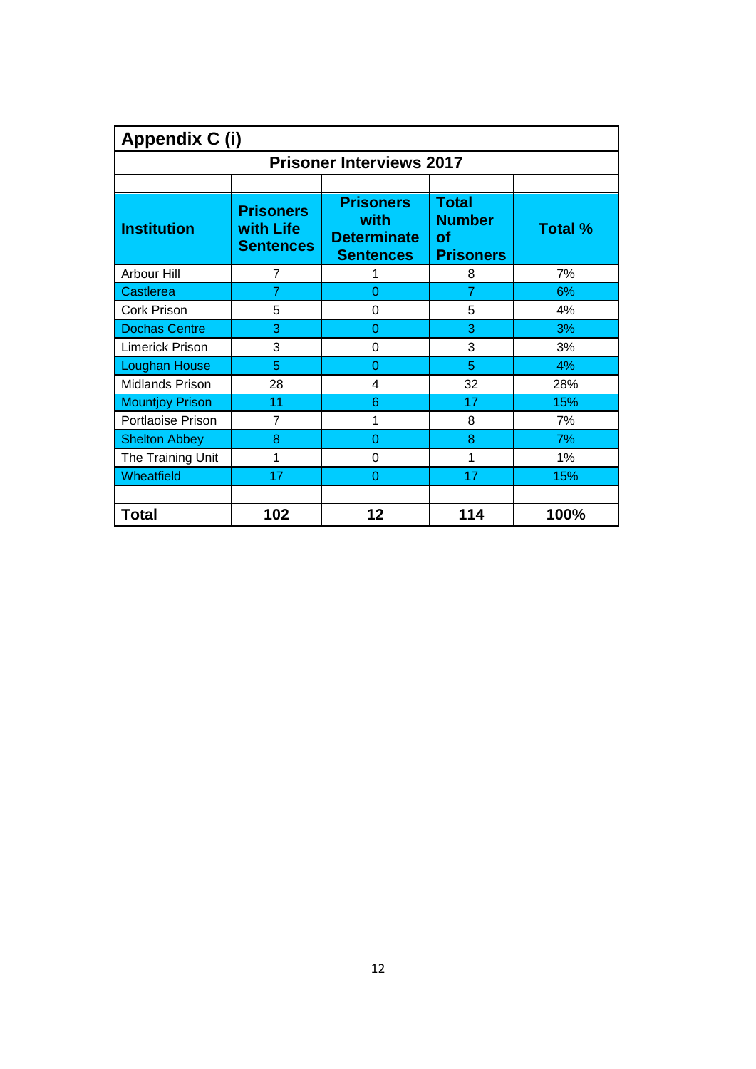## Appendix C (i)

### Prisoner Interviews 2017

| Institution | Prisoners with Life Sentences | Prisoners with Determinate Sentences | Total Number of Prisoners | Total % |
|---|---|---|---|---|
| Arbour Hill | 7 | 1 | 8 | 7% |
| Castlerea | 7 | 0 | 7 | 6% |
| Cork Prison | 5 | 0 | 5 | 4% |
| Dochas Centre | 3 | 0 | 3 | 3% |
| Limerick Prison | 3 | 0 | 3 | 3% |
| Loughan House | 5 | 0 | 5 | 4% |
| Midlands Prison | 28 | 4 | 32 | 28% |
| Mountjoy Prison | 11 | 6 | 17 | 15% |
| Portlaoise Prison | 7 | 1 | 8 | 7% |
| Shelton Abbey | 8 | 0 | 8 | 7% |
| The Training Unit | 1 | 0 | 1 | 1% |
| Wheatfield | 17 | 0 | 17 | 15% |
| | | | | |
| **Total** | **102** | **12** | **114** | **100%** |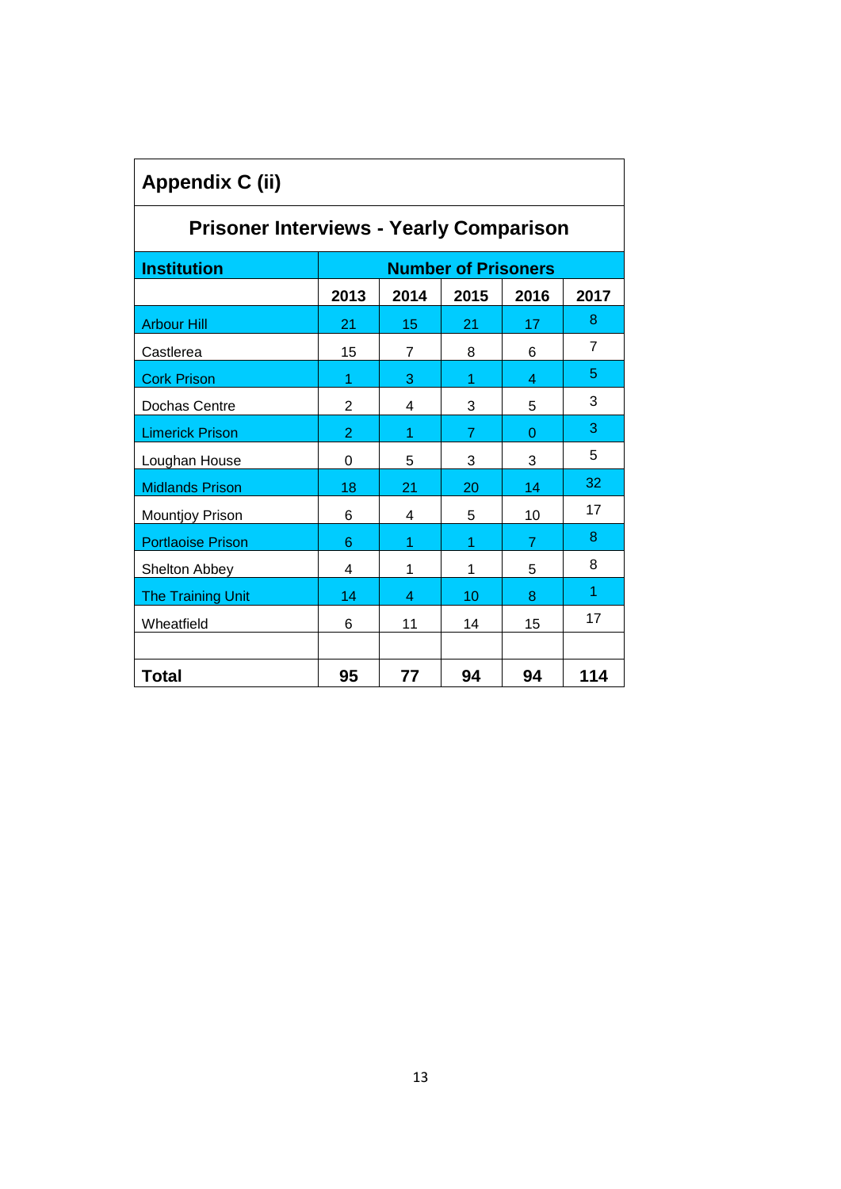## Appendix C (ii)

### Prisoner Interviews - Yearly Comparison

| Institution | Number of Prisoners | | | | |
|---|---|---|---|---|---|
| | 2013 | 2014 | 2015 | 2016 | 2017 |
| Arbour Hill | 21 | 15 | 21 | 17 | 8 |
| Castlerea | 15 | 7 | 8 | 6 | 7 |
| Cork Prison | 1 | 3 | 1 | 4 | 5 |
| Dochas Centre | 2 | 4 | 3 | 5 | 3 |
| Limerick Prison | 2 | 1 | 7 | 0 | 3 |
| Loughan House | 0 | 5 | 3 | 3 | 5 |
| Midlands Prison | 18 | 21 | 20 | 14 | 32 |
| Mountjoy Prison | 6 | 4 | 5 | 10 | 17 |
| Portlaoise Prison | 6 | 1 | 1 | 7 | 8 |
| Shelton Abbey | 4 | 1 | 1 | 5 | 8 |
| The Training Unit | 14 | 4 | 10 | 8 | 1 |
| Wheatfield | 6 | 11 | 14 | 15 | 17 |
| | | | | | |
| **Total** | **95** | **77** | **94** | **94** | **114** |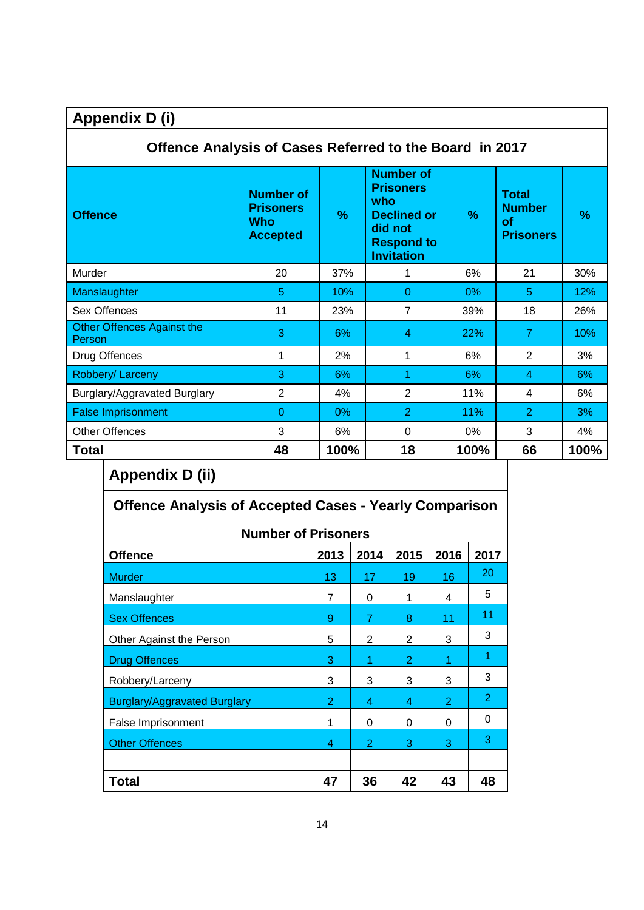## Appendix D (i)

### Offence Analysis of Cases Referred to the Board in 2017

| Offence | Number of Prisoners Who Accepted | % | Number of Prisoners who Declined or did not Respond to Invitation | % | Total Number of Prisoners | % |
|---|---|---|---|---|---|---|
| Murder | 20 | 37% | 1 | 6% | 21 | 30% |
| Manslaughter | 5 | 10% | 0 | 0% | 5 | 12% |
| Sex Offences | 11 | 23% | 7 | 39% | 18 | 26% |
| Other Offences Against the Person | 3 | 6% | 4 | 22% | 7 | 10% |
| Drug Offences | 1 | 2% | 1 | 6% | 2 | 3% |
| Robbery/ Larceny | 3 | 6% | 1 | 6% | 4 | 6% |
| Burglary/Aggravated Burglary | 2 | 4% | 2 | 11% | 4 | 6% |
| False Imprisonment | 0 | 0% | 2 | 11% | 2 | 3% |
| Other Offences | 3 | 6% | 0 | 0% | 3 | 4% |
| **Total** | **48** | **100%** | **18** | **100%** | **66** | **100%** |

## Appendix D (ii)

### Offence Analysis of Accepted Cases - Yearly Comparison

| | Number of Prisoners | | | | |
|---|---|---|---|---|---|
| **Offence** | **2013** | **2014** | **2015** | **2016** | **2017** |
| Murder | 13 | 17 | 19 | 16 | 20 |
| Manslaughter | 7 | 0 | 1 | 4 | 5 |
| Sex Offences | 9 | 7 | 8 | 11 | 11 |
| Other Against the Person | 5 | 2 | 2 | 3 | 3 |
| Drug Offences | 3 | 1 | 2 | 1 | 1 |
| Robbery/Larceny | 3 | 3 | 3 | 3 | 3 |
| Burglary/Aggravated Burglary | 2 | 4 | 4 | 2 | 2 |
| False Imprisonment | 1 | 0 | 0 | 0 | 0 |
| Other Offences | 4 | 2 | 3 | 3 | 3 |
| | | | | | |
| **Total** | **47** | **36** | **42** | **43** | **48** |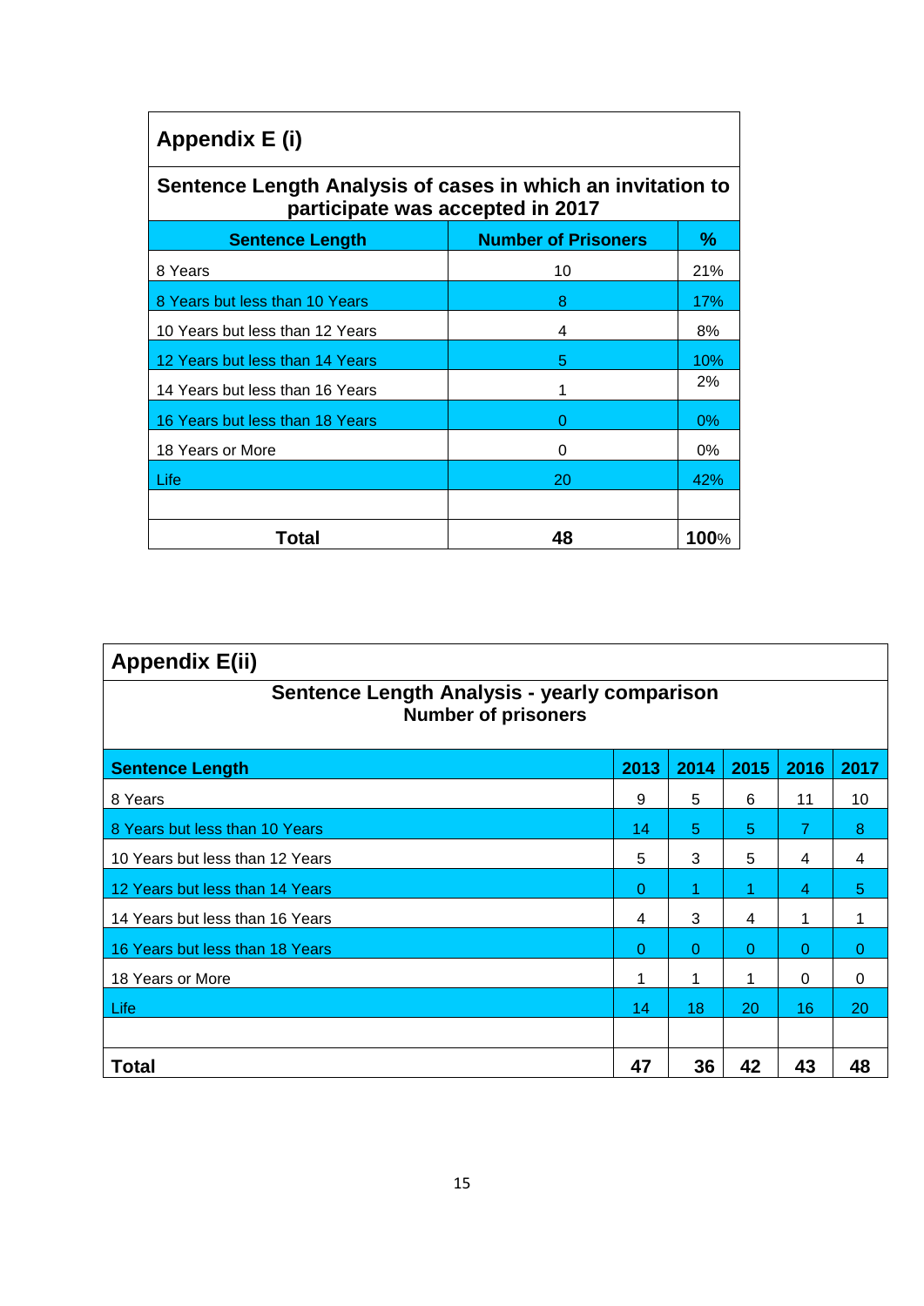## Appendix E (i)

### Sentence Length Analysis of cases in which an invitation to participate was accepted in 2017

| Sentence Length | Number of Prisoners | % |
|---|---|---|
| 8 Years | 10 | 21% |
| 8 Years but less than 10 Years | 8 | 17% |
| 10 Years but less than 12 Years | 4 | 8% |
| 12 Years but less than 14 Years | 5 | 10% |
| 14 Years but less than 16 Years | 1 | 2% |
| 16 Years but less than 18 Years | 0 | 0% |
| 18 Years or More | 0 | 0% |
| Life | 20 | 42% |
| | | |
| **Total** | **48** | **100**% |

## Appendix E(ii)

### Sentence Length Analysis - yearly comparison

**Number of prisoners**

| Sentence Length | 2013 | 2014 | 2015 | 2016 | 2017 |
|---|---|---|---|---|---|
| 8 Years | 9 | 5 | 6 | 11 | 10 |
| 8 Years but less than 10 Years | 14 | 5 | 5 | 7 | 8 |
| 10 Years but less than 12 Years | 5 | 3 | 5 | 4 | 4 |
| 12 Years but less than 14 Years | 0 | 1 | 1 | 4 | 5 |
| 14 Years but less than 16 Years | 4 | 3 | 4 | 1 | 1 |
| 16 Years but less than 18 Years | 0 | 0 | 0 | 0 | 0 |
| 18 Years or More | 1 | 1 | 1 | 0 | 0 |
| Life | 14 | 18 | 20 | 16 | 20 |
| | | | | | |
| **Total** | **47** | **36** | **42** | **43** | **48** |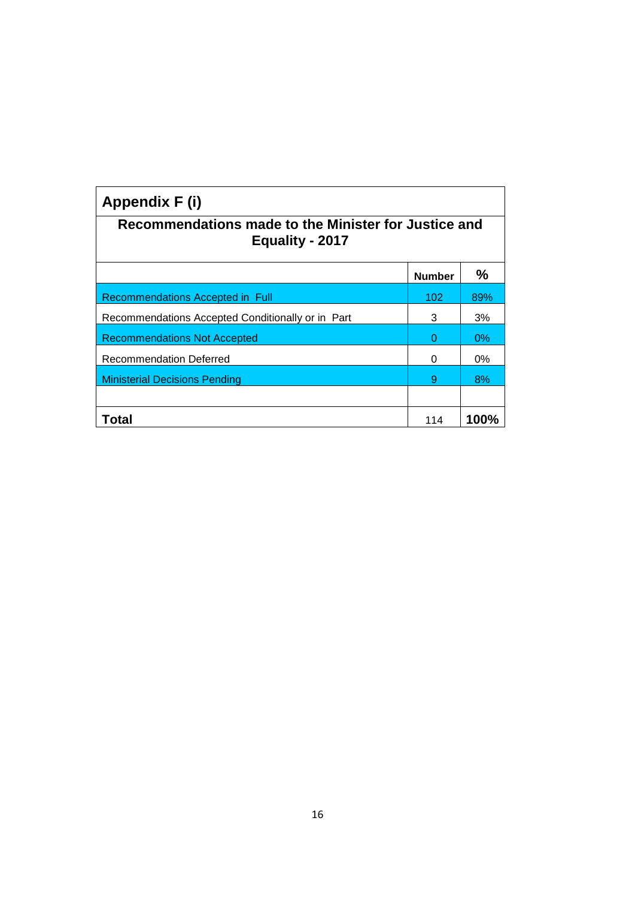## Appendix F (i)

### Recommendations made to the Minister for Justice and Equality - 2017

| | **Number** | **%** |
|---|---|---|
| Recommendations Accepted in Full | 102 | 89% |
| Recommendations Accepted Conditionally or in Part | 3 | 3% |
| Recommendations Not Accepted | 0 | 0% |
| Recommendation Deferred | 0 | 0% |
| Ministerial Decisions Pending | 9 | 8% |
| | | |
| **Total** | 114 | **100%** |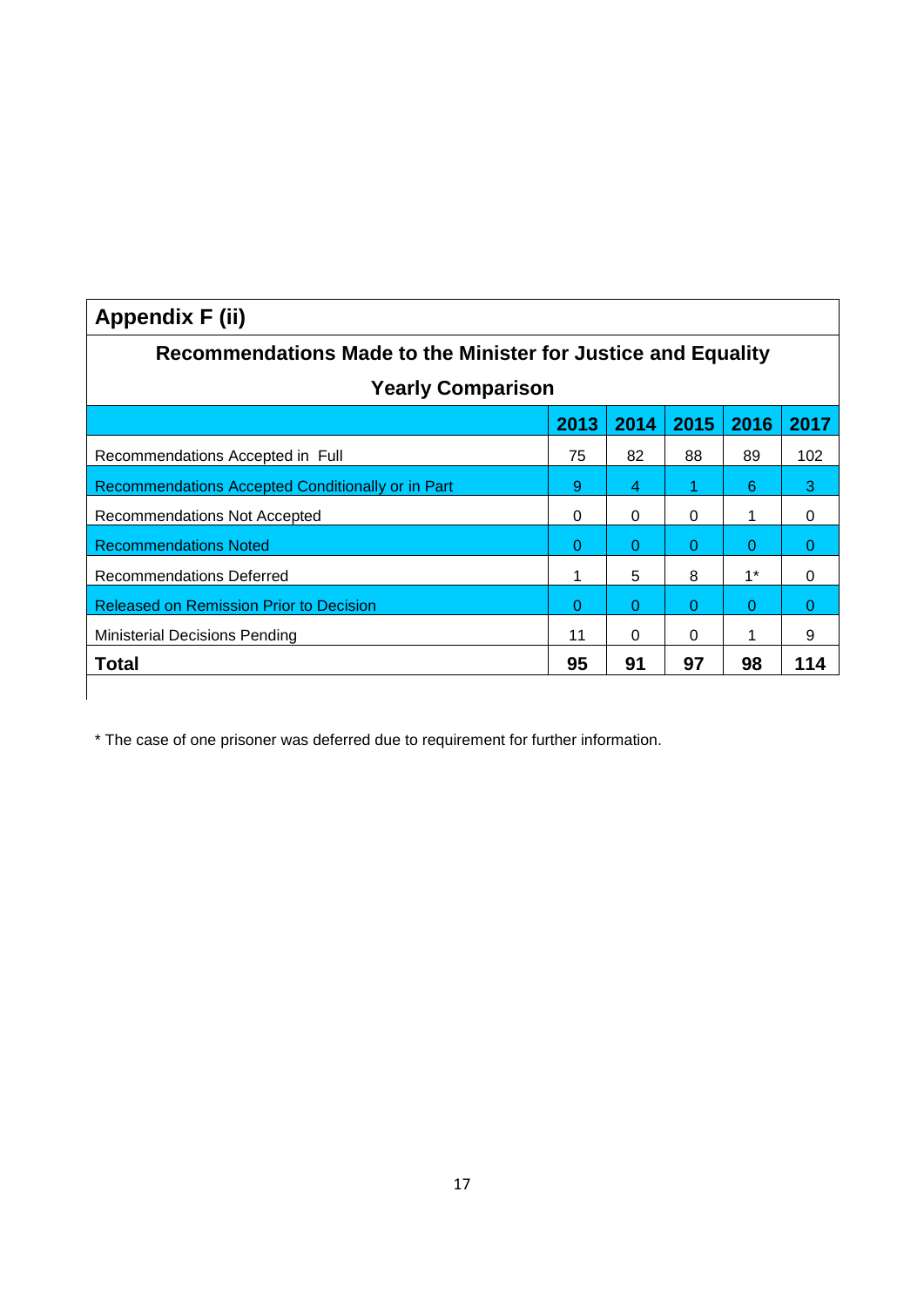## Appendix F (ii)

### Recommendations Made to the Minister for Justice and Equality

### Yearly Comparison

| | 2013 | 2014 | 2015 | 2016 | 2017 |
|---|---|---|---|---|---|
| Recommendations Accepted in Full | 75 | 82 | 88 | 89 | 102 |
| Recommendations Accepted Conditionally or in Part | 9 | 4 | 1 | 6 | 3 |
| Recommendations Not Accepted | 0 | 0 | 0 | 1 | 0 |
| Recommendations Noted | 0 | 0 | 0 | 0 | 0 |
| Recommendations Deferred | 1 | 5 | 8 | 1* | 0 |
| Released on Remission Prior to Decision | 0 | 0 | 0 | 0 | 0 |
| Ministerial Decisions Pending | 11 | 0 | 0 | 1 | 9 |
| **Total** | **95** | **91** | **97** | **98** | **114** |

* The case of one prisoner was deferred due to requirement for further information.